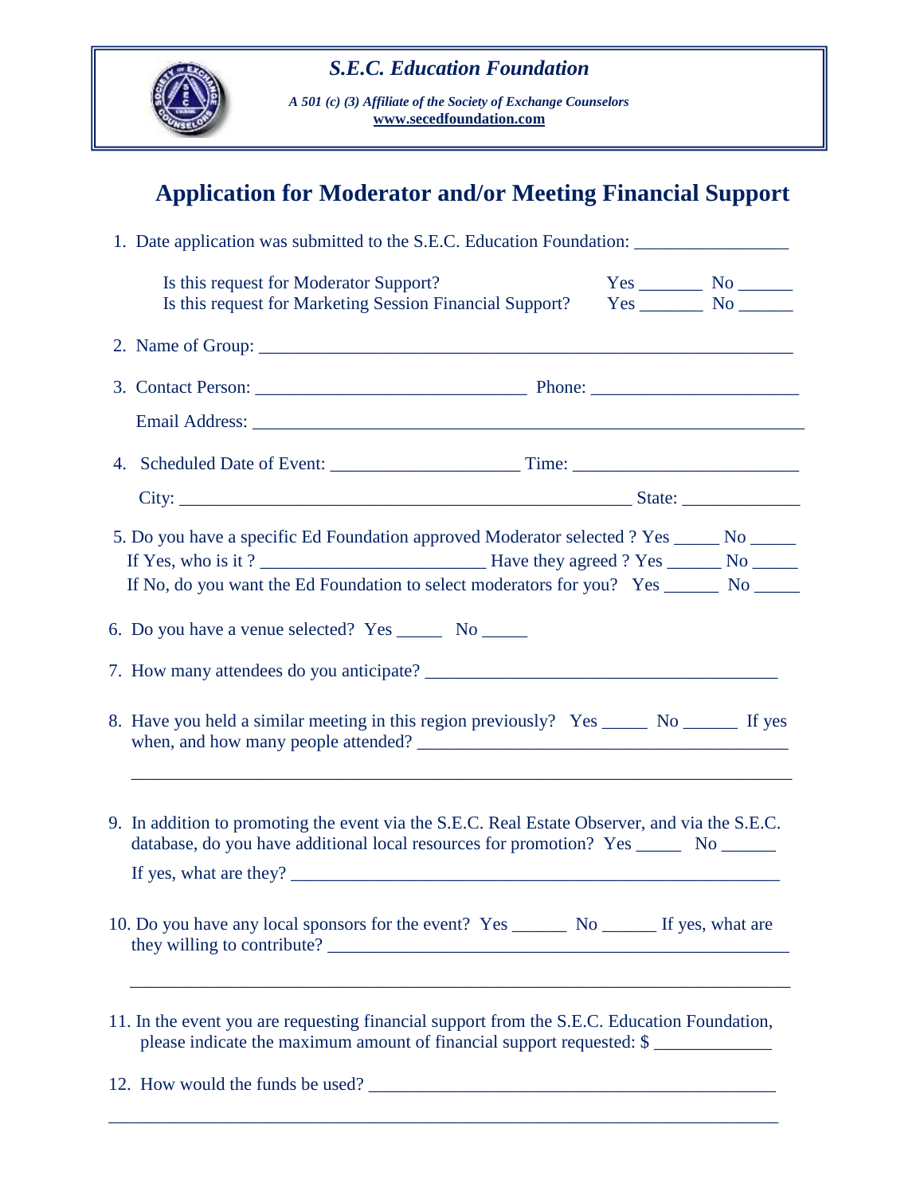***S.E.C. Education Foundation***

***A 501 (c) (3) Affiliate of the Society of Exchange Counselors***
**www.secedfoundation.com**

# Application for Moderator and/or Meeting Financial Support

1. Date application was submitted to the S.E.C. Education Foundation: ________________

   Is this request for Moderator Support? Yes _______ No ______
   Is this request for Marketing Session Financial Support? Yes _______ No ______

2. Name of Group: ____________________________________________________________

3. Contact Person: ______________________________ Phone: ______________________

   Email Address: ______________________________________________________________

4. Scheduled Date of Event: ____________________ Time: _________________________

   City: ________________________________________________ State: _____________

5. Do you have a specific Ed Foundation approved Moderator selected ? Yes _____ No _____
   If Yes, who is it ? _________________________ Have they agreed ? Yes ______ No _____
   If No, do you want the Ed Foundation to select moderators for you? Yes ______ No _____

6. Do you have a venue selected? Yes _____ No _____

7. How many attendees do you anticipate? _______________________________________

8. Have you held a similar meeting in this region previously? Yes _____ No ______ If yes when, and how many people attended? _______________________________________

   ______________________________________________________________________________

9. In addition to promoting the event via the S.E.C. Real Estate Observer, and via the S.E.C. database, do you have additional local resources for promotion? Yes _____ No ______

   If yes, what are they? _______________________________________________________

10. Do you have any local sponsors for the event? Yes ______ No ______ If yes, what are they willing to contribute? _______________________________________________

    ______________________________________________________________________________

11. In the event you are requesting financial support from the S.E.C. Education Foundation, please indicate the maximum amount of financial support requested: $ _____________

12. How would the funds be used? _____________________________________________

    ______________________________________________________________________________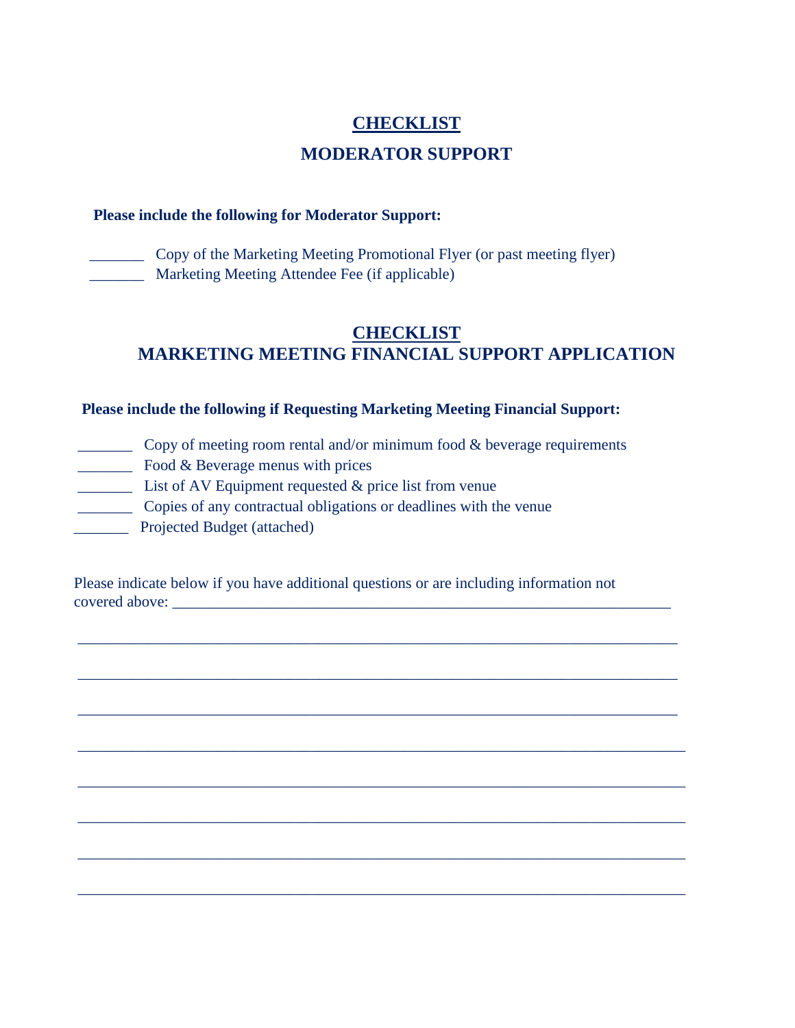# CHECKLIST

## MODERATOR SUPPORT

**Please include the following for Moderator Support:**

_______ Copy of the Marketing Meeting Promotional Flyer (or past meeting flyer)
_______ Marketing Meeting Attendee Fee (if applicable)

# CHECKLIST

## MARKETING MEETING FINANCIAL SUPPORT APPLICATION

**Please include the following if Requesting Marketing Meeting Financial Support:**

_______ Copy of meeting room rental and/or minimum food & beverage requirements
_______ Food & Beverage menus with prices
_______ List of AV Equipment requested & price list from venue
_______ Copies of any contractual obligations or deadlines with the venue
_______ Projected Budget (attached)

Please indicate below if you have additional questions or are including information not covered above: ____________________________________________________________

____________________________________________________________________________

____________________________________________________________________________

____________________________________________________________________________

____________________________________________________________________________

____________________________________________________________________________

____________________________________________________________________________

____________________________________________________________________________

____________________________________________________________________________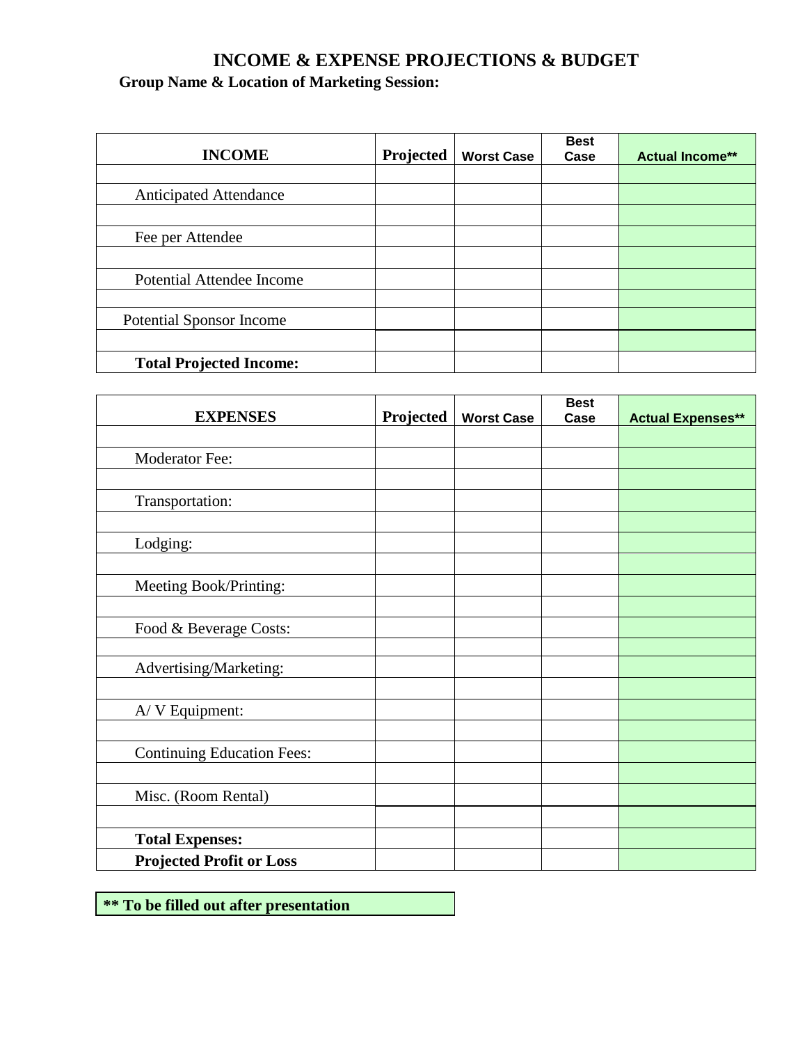# INCOME & EXPENSE PROJECTIONS & BUDGET

**Group Name & Location of Marketing Session:**

| INCOME | Projected | Worst Case | Best Case | Actual Income** |
|---|---|---|---|---|
| | | | | |
| Anticipated Attendance | | | | |
| | | | | |
| Fee per Attendee | | | | |
| | | | | |
| Potential Attendee Income | | | | |
| | | | | |
| Potential Sponsor Income | | | | |
| | | | | |
| **Total Projected Income:** | | | | |

| EXPENSES | Projected | Worst Case | Best Case | Actual Expenses** |
|---|---|---|---|---|
| | | | | |
| Moderator Fee: | | | | |
| | | | | |
| Transportation: | | | | |
| | | | | |
| Lodging: | | | | |
| | | | | |
| Meeting Book/Printing: | | | | |
| | | | | |
| Food & Beverage Costs: | | | | |
| | | | | |
| Advertising/Marketing: | | | | |
| | | | | |
| A/ V Equipment: | | | | |
| | | | | |
| Continuing Education Fees: | | | | |
| | | | | |
| Misc. (Room Rental) | | | | |
| | | | | |
| **Total Expenses:** | | | | |
| **Projected Profit or Loss** | | | | |

**** To be filled out after presentation**